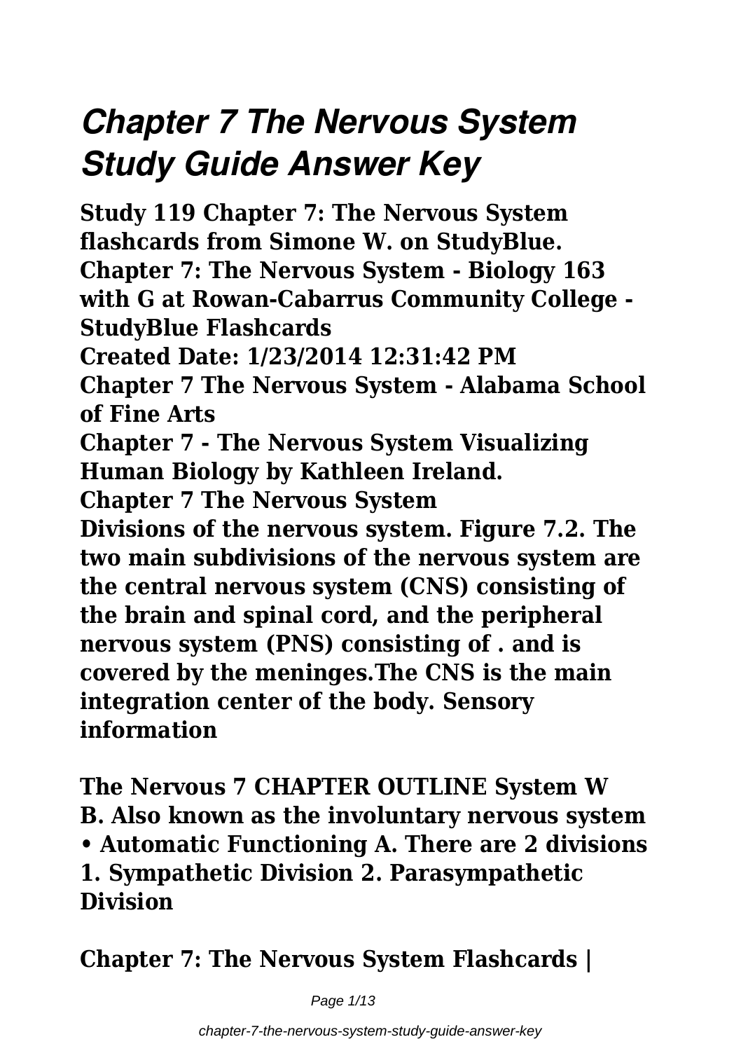# *Chapter 7 The Nervous System Study Guide Answer Key*

**Study 119 Chapter 7: The Nervous System flashcards from Simone W. on StudyBlue. Chapter 7: The Nervous System - Biology 163 with G at Rowan-Cabarrus Community College - StudyBlue Flashcards**

**Created Date: 1/23/2014 12:31:42 PM**

**Chapter 7 The Nervous System - Alabama School of Fine Arts**

**Chapter 7 - The Nervous System Visualizing Human Biology by Kathleen Ireland.**

**Chapter 7 The Nervous System**

**Divisions of the nervous system. Figure 7.2. The two main subdivisions of the nervous system are the central nervous system (CNS) consisting of the brain and spinal cord, and the peripheral nervous system (PNS) consisting of . and is covered by the meninges.The CNS is the main integration center of the body. Sensory information**

**The Nervous 7 CHAPTER OUTLINE System W B. Also known as the involuntary nervous system • Automatic Functioning A. There are 2 divisions 1. Sympathetic Division 2. Parasympathetic Division**

**Chapter 7: The Nervous System Flashcards |**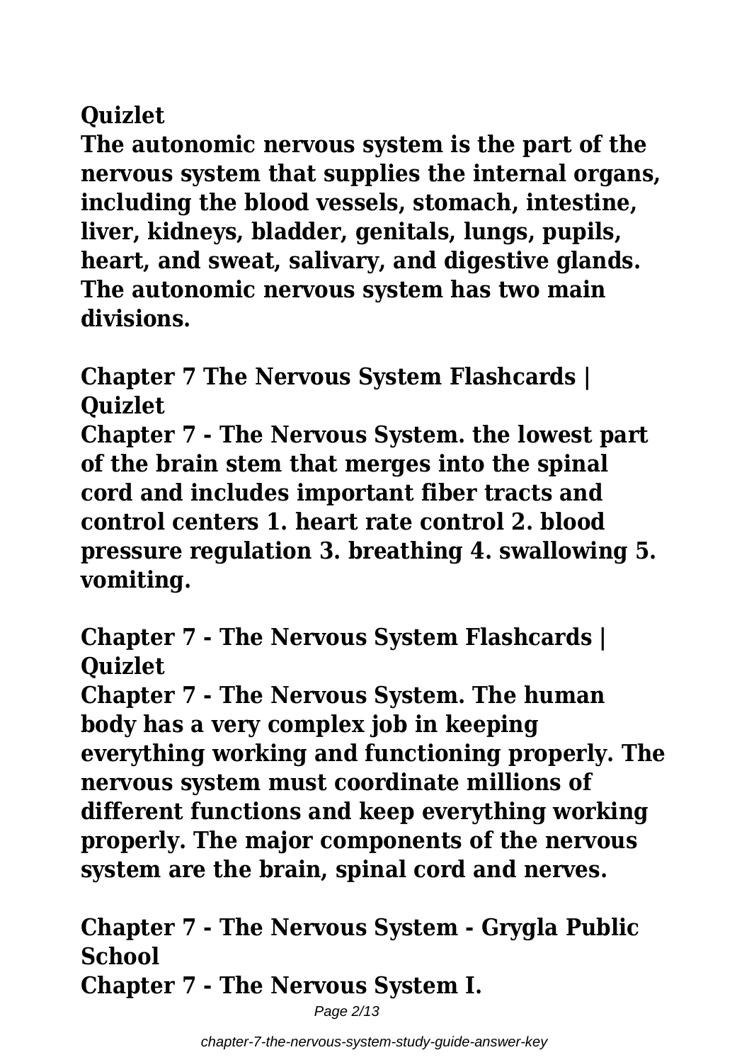**Quizlet**

**The autonomic nervous system is the part of the nervous system that supplies the internal organs, including the blood vessels, stomach, intestine, liver, kidneys, bladder, genitals, lungs, pupils, heart, and sweat, salivary, and digestive glands. The autonomic nervous system has two main divisions.**

**Chapter 7 The Nervous System Flashcards | Quizlet**

**Chapter 7 - The Nervous System. the lowest part of the brain stem that merges into the spinal cord and includes important fiber tracts and control centers 1. heart rate control 2. blood pressure regulation 3. breathing 4. swallowing 5. vomiting.**

**Chapter 7 - The Nervous System Flashcards | Quizlet**

**Chapter 7 - The Nervous System. The human body has a very complex job in keeping everything working and functioning properly. The nervous system must coordinate millions of different functions and keep everything working properly. The major components of the nervous system are the brain, spinal cord and nerves.**

**Chapter 7 - The Nervous System - Grygla Public School**

**Chapter 7 - The Nervous System I.**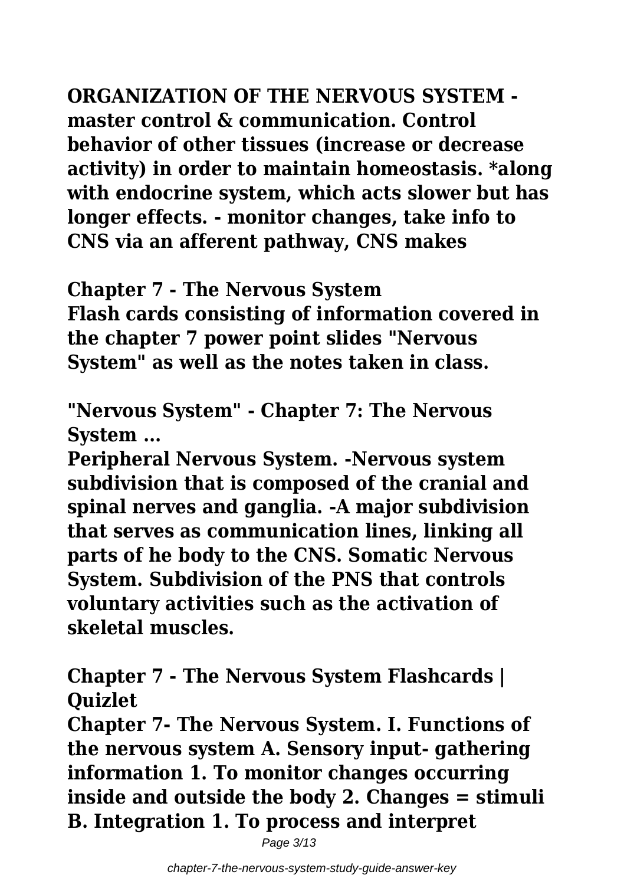**ORGANIZATION OF THE NERVOUS SYSTEM - master control & communication. Control behavior of other tissues (increase or decrease activity) in order to maintain homeostasis. *along with endocrine system, which acts slower but has longer effects. - monitor changes, take info to CNS via an afferent pathway, CNS makes**

**Chapter 7 - The Nervous System**

**Flash cards consisting of information covered in the chapter 7 power point slides "Nervous System" as well as the notes taken in class.**

**"Nervous System" - Chapter 7: The Nervous System ...**

**Peripheral Nervous System. -Nervous system subdivision that is composed of the cranial and spinal nerves and ganglia. -A major subdivision that serves as communication lines, linking all parts of he body to the CNS. Somatic Nervous System. Subdivision of the PNS that controls voluntary activities such as the activation of skeletal muscles.**

**Chapter 7 - The Nervous System Flashcards | Quizlet**

**Chapter 7- The Nervous System. I. Functions of the nervous system A. Sensory input- gathering information 1. To monitor changes occurring inside and outside the body 2. Changes = stimuli B. Integration 1. To process and interpret**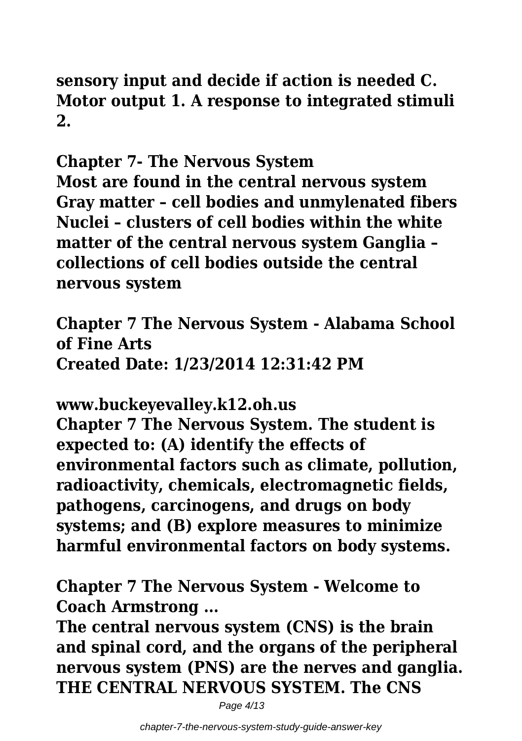**sensory input and decide if action is needed C. Motor output 1. A response to integrated stimuli 2.**

## Chapter 7- The Nervous System

**Most are found in the central nervous system Gray matter – cell bodies and unmylenated fibers Nuclei – clusters of cell bodies within the white matter of the central nervous system Ganglia – collections of cell bodies outside the central nervous system**

## Chapter 7 The Nervous System - Alabama School of Fine Arts

**Created Date: 1/23/2014 12:31:42 PM**

## www.buckeyevalley.k12.oh.us

**Chapter 7 The Nervous System. The student is expected to: (A) identify the effects of environmental factors such as climate, pollution, radioactivity, chemicals, electromagnetic fields, pathogens, carcinogens, and drugs on body systems; and (B) explore measures to minimize harmful environmental factors on body systems.**

## Chapter 7 The Nervous System - Welcome to Coach Armstrong ...

**The central nervous system (CNS) is the brain and spinal cord, and the organs of the peripheral nervous system (PNS) are the nerves and ganglia. THE CENTRAL NERVOUS SYSTEM. The CNS**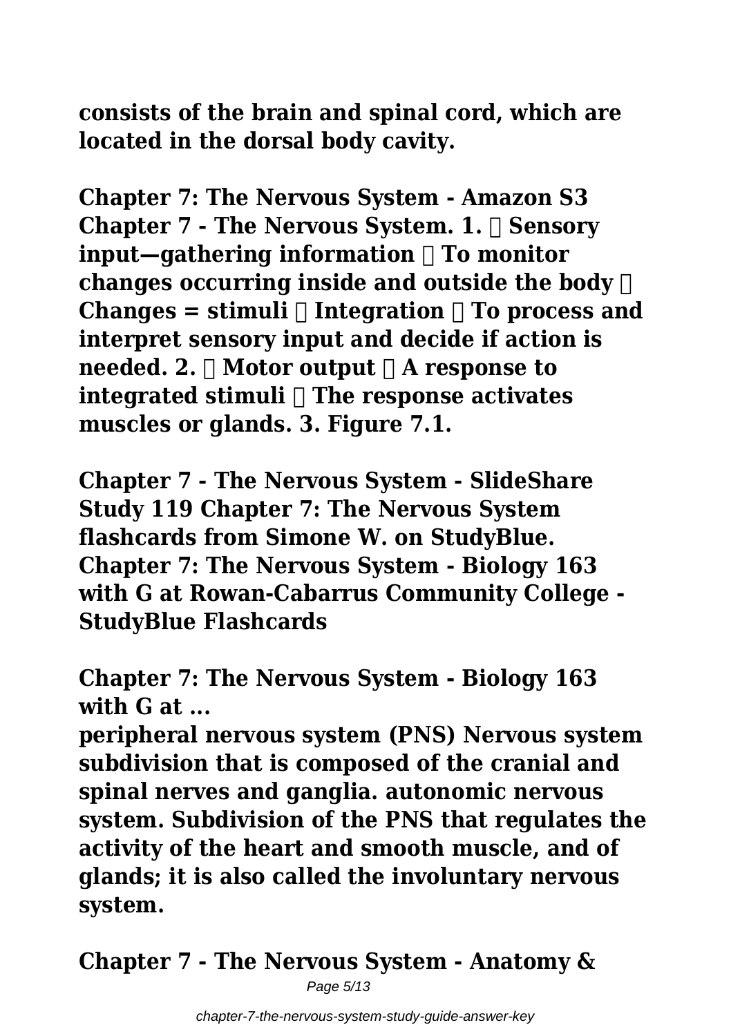**consists of the brain and spinal cord, which are located in the dorsal body cavity.**

**Chapter 7: The Nervous System - Amazon S3**
**Chapter 7 - The Nervous System. 1.  Sensory input—gathering information  To monitor changes occurring inside and outside the body  Changes = stimuli  Integration  To process and interpret sensory input and decide if action is needed. 2.  Motor output  A response to integrated stimuli  The response activates muscles or glands. 3. Figure 7.1.**

**Chapter 7 - The Nervous System - SlideShare**
**Study 119 Chapter 7: The Nervous System flashcards from Simone W. on StudyBlue. Chapter 7: The Nervous System - Biology 163 with G at Rowan-Cabarrus Community College - StudyBlue Flashcards**

**Chapter 7: The Nervous System - Biology 163 with G at ...**
**peripheral nervous system (PNS) Nervous system subdivision that is composed of the cranial and spinal nerves and ganglia. autonomic nervous system. Subdivision of the PNS that regulates the activity of the heart and smooth muscle, and of glands; it is also called the involuntary nervous system.**

**Chapter 7 - The Nervous System - Anatomy &**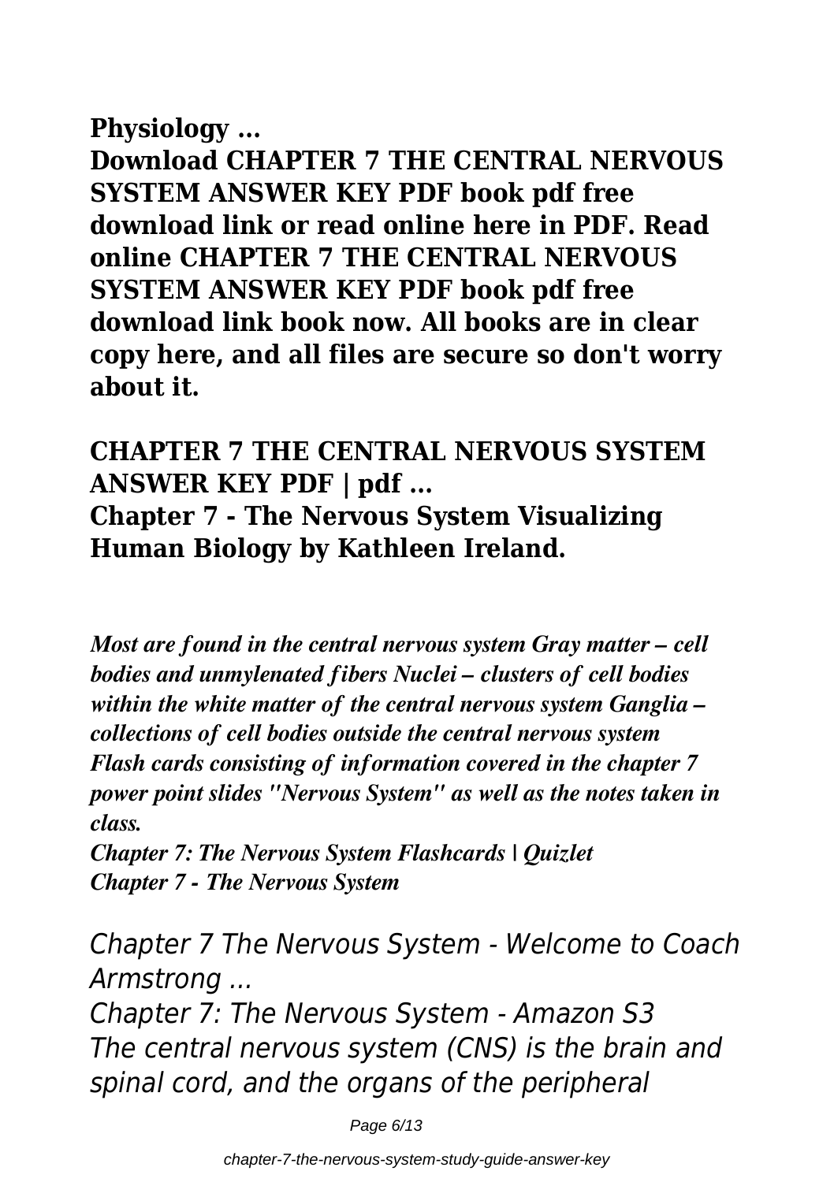**Physiology ...**

**Download CHAPTER 7 THE CENTRAL NERVOUS SYSTEM ANSWER KEY PDF book pdf free download link or read online here in PDF. Read online CHAPTER 7 THE CENTRAL NERVOUS SYSTEM ANSWER KEY PDF book pdf free download link book now. All books are in clear copy here, and all files are secure so don't worry about it.**

**CHAPTER 7 THE CENTRAL NERVOUS SYSTEM ANSWER KEY PDF | pdf ...**

**Chapter 7 - The Nervous System Visualizing Human Biology by Kathleen Ireland.**

***Most are found in the central nervous system Gray matter – cell bodies and unmylenated fibers Nuclei – clusters of cell bodies within the white matter of the central nervous system Ganglia – collections of cell bodies outside the central nervous system Flash cards consisting of information covered in the chapter 7 power point slides "Nervous System" as well as the notes taken in class.***

***Chapter 7: The Nervous System Flashcards | Quizlet***

***Chapter 7 - The Nervous System***

*Chapter 7 The Nervous System - Welcome to Coach Armstrong ...*

*Chapter 7: The Nervous System - Amazon S3*

*The central nervous system (CNS) is the brain and spinal cord, and the organs of the peripheral*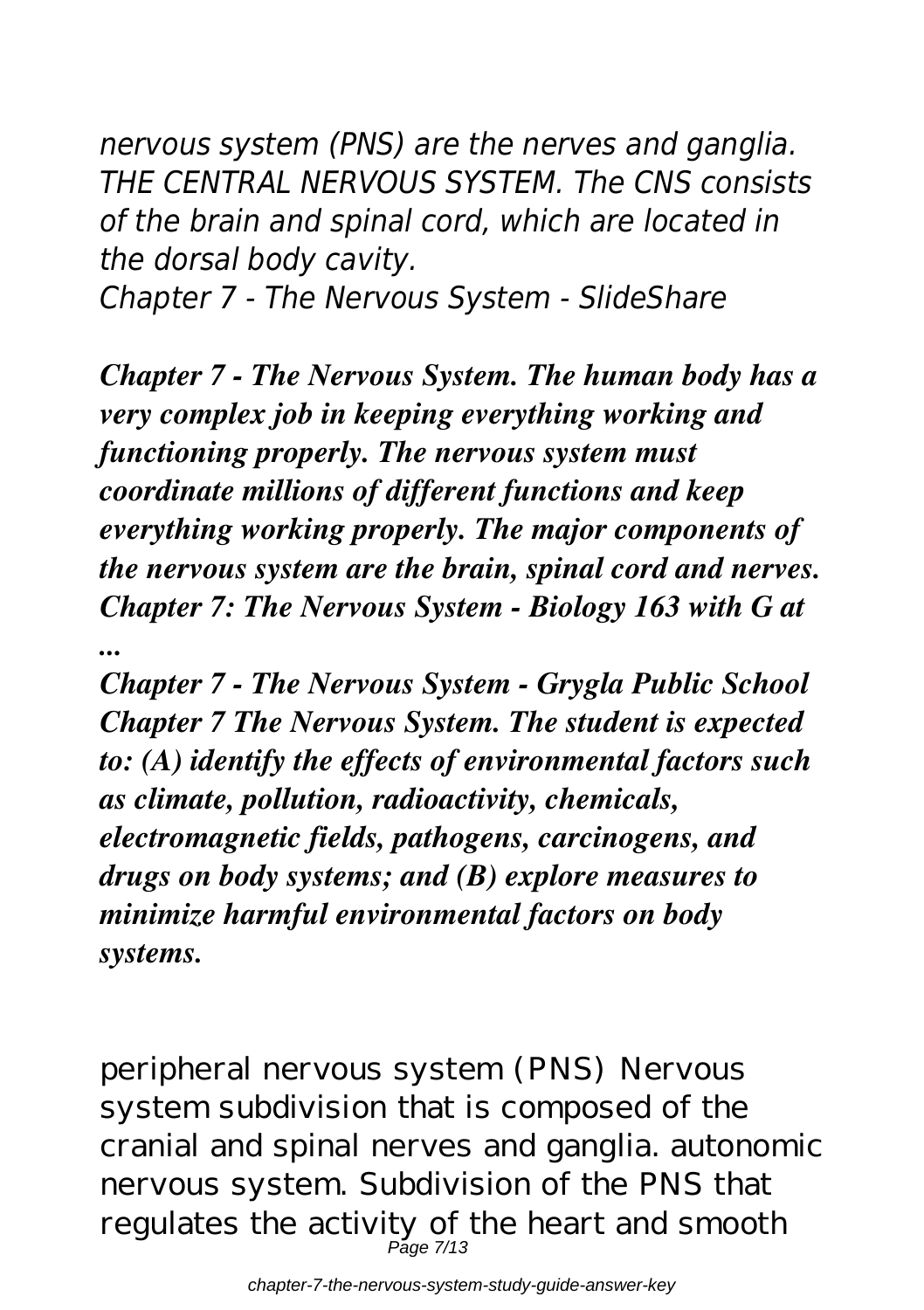*nervous system (PNS) are the nerves and ganglia. THE CENTRAL NERVOUS SYSTEM. The CNS consists of the brain and spinal cord, which are located in the dorsal body cavity.*

*Chapter 7 - The Nervous System - SlideShare*

***Chapter 7 - The Nervous System. The human body has a very complex job in keeping everything working and functioning properly. The nervous system must coordinate millions of different functions and keep everything working properly. The major components of the nervous system are the brain, spinal cord and nerves.***

***Chapter 7: The Nervous System - Biology 163 with G at ...***

***Chapter 7 - The Nervous System - Grygla Public School***

***Chapter 7 The Nervous System. The student is expected to: (A) identify the effects of environmental factors such as climate, pollution, radioactivity, chemicals, electromagnetic fields, pathogens, carcinogens, and drugs on body systems; and (B) explore measures to minimize harmful environmental factors on body systems.***

peripheral nervous system (PNS) Nervous system subdivision that is composed of the cranial and spinal nerves and ganglia. autonomic nervous system. Subdivision of the PNS that regulates the activity of the heart and smooth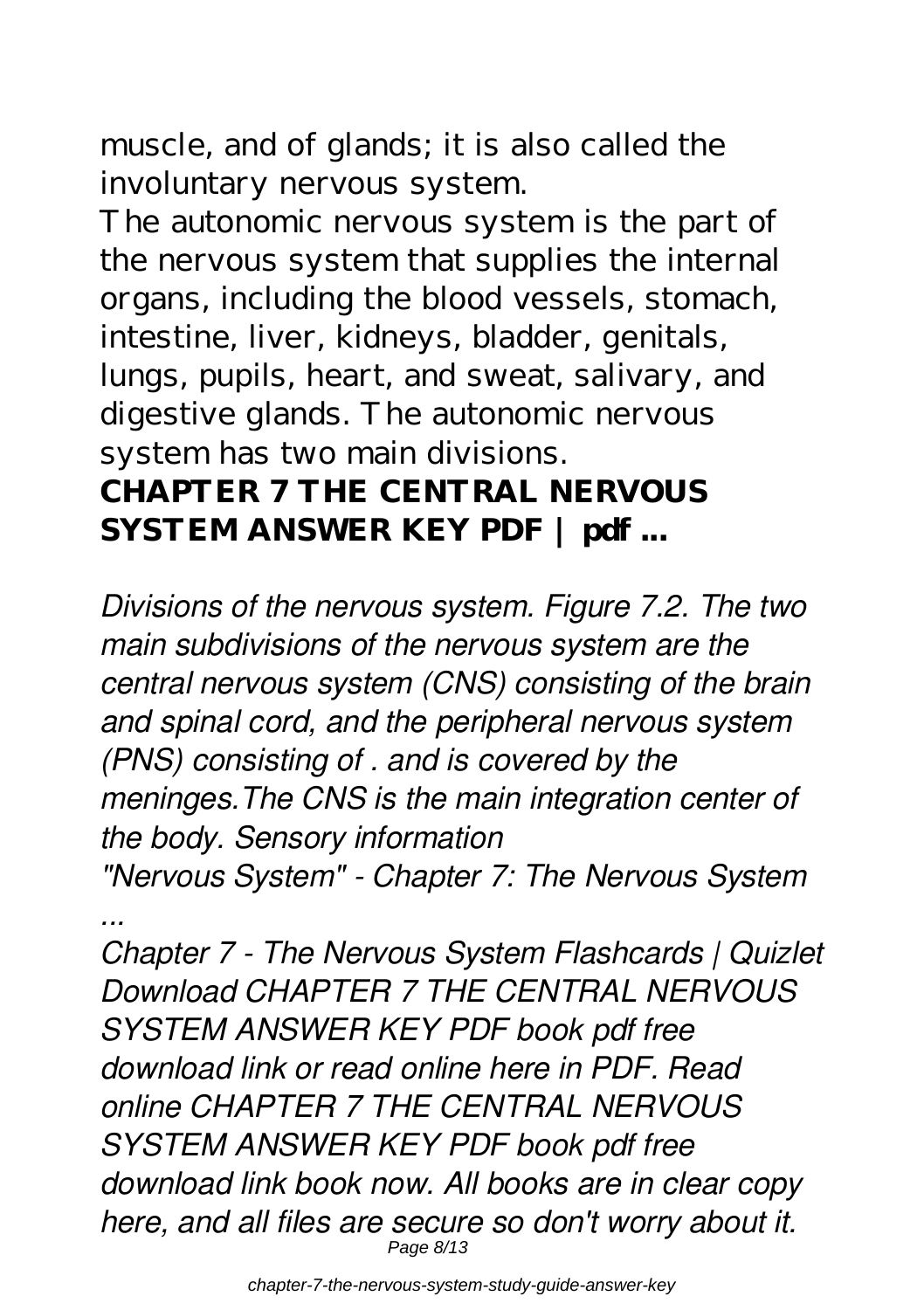muscle, and of glands; it is also called the involuntary nervous system.

The autonomic nervous system is the part of the nervous system that supplies the internal organs, including the blood vessels, stomach, intestine, liver, kidneys, bladder, genitals, lungs, pupils, heart, and sweat, salivary, and digestive glands. The autonomic nervous system has two main divisions.

**CHAPTER 7 THE CENTRAL NERVOUS SYSTEM ANSWER KEY PDF | pdf ...**

*Divisions of the nervous system. Figure 7.2. The two main subdivisions of the nervous system are the central nervous system (CNS) consisting of the brain and spinal cord, and the peripheral nervous system (PNS) consisting of . and is covered by the meninges.The CNS is the main integration center of the body. Sensory information*

*"Nervous System" - Chapter 7: The Nervous System ...*

*Chapter 7 - The Nervous System Flashcards | Quizlet*

*Download CHAPTER 7 THE CENTRAL NERVOUS SYSTEM ANSWER KEY PDF book pdf free download link or read online here in PDF. Read online CHAPTER 7 THE CENTRAL NERVOUS SYSTEM ANSWER KEY PDF book pdf free download link book now. All books are in clear copy here, and all files are secure so don't worry about it.*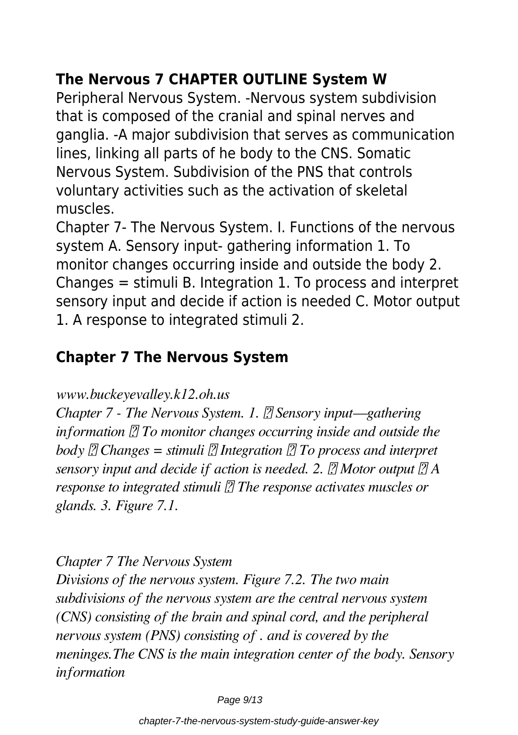## The Nervous 7 CHAPTER OUTLINE System W

Peripheral Nervous System. -Nervous system subdivision that is composed of the cranial and spinal nerves and ganglia. -A major subdivision that serves as communication lines, linking all parts of he body to the CNS. Somatic Nervous System. Subdivision of the PNS that controls voluntary activities such as the activation of skeletal muscles.

Chapter 7- The Nervous System. I. Functions of the nervous system A. Sensory input- gathering information 1. To monitor changes occurring inside and outside the body 2. Changes = stimuli B. Integration 1. To process and interpret sensory input and decide if action is needed C. Motor output 1. A response to integrated stimuli 2.

## Chapter 7 The Nervous System

*www.buckeyevalley.k12.oh.us*

*Chapter 7 - The Nervous System. 1.  Sensory input—gathering information  To monitor changes occurring inside and outside the body  Changes = stimuli  Integration  To process and interpret sensory input and decide if action is needed. 2.  Motor output  A response to integrated stimuli  The response activates muscles or glands. 3. Figure 7.1.*

*Chapter 7 The Nervous System*

*Divisions of the nervous system. Figure 7.2. The two main subdivisions of the nervous system are the central nervous system (CNS) consisting of the brain and spinal cord, and the peripheral nervous system (PNS) consisting of . and is covered by the meninges.The CNS is the main integration center of the body. Sensory information*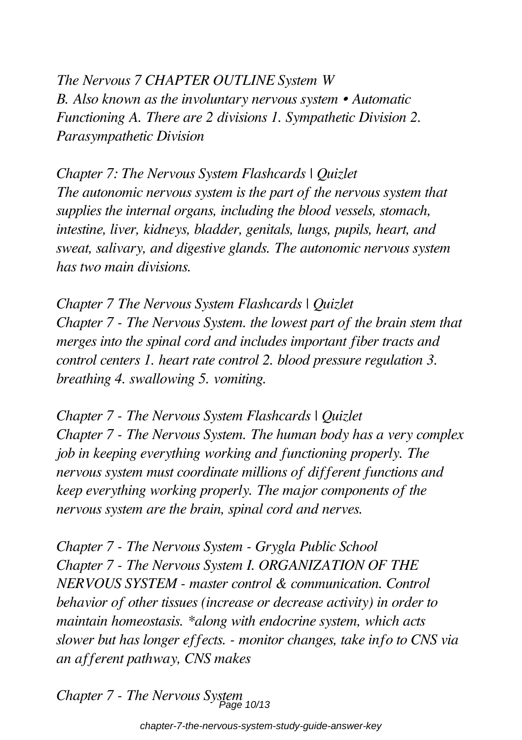*The Nervous 7 CHAPTER OUTLINE System W B. Also known as the involuntary nervous system • Automatic Functioning A. There are 2 divisions 1. Sympathetic Division 2. Parasympathetic Division*

*Chapter 7: The Nervous System Flashcards | Quizlet*
*The autonomic nervous system is the part of the nervous system that supplies the internal organs, including the blood vessels, stomach, intestine, liver, kidneys, bladder, genitals, lungs, pupils, heart, and sweat, salivary, and digestive glands. The autonomic nervous system has two main divisions.*

*Chapter 7 The Nervous System Flashcards | Quizlet*
*Chapter 7 - The Nervous System. the lowest part of the brain stem that merges into the spinal cord and includes important fiber tracts and control centers 1. heart rate control 2. blood pressure regulation 3. breathing 4. swallowing 5. vomiting.*

*Chapter 7 - The Nervous System Flashcards | Quizlet*
*Chapter 7 - The Nervous System. The human body has a very complex job in keeping everything working and functioning properly. The nervous system must coordinate millions of different functions and keep everything working properly. The major components of the nervous system are the brain, spinal cord and nerves.*

*Chapter 7 - The Nervous System - Grygla Public School*
*Chapter 7 - The Nervous System I. ORGANIZATION OF THE NERVOUS SYSTEM - master control & communication. Control behavior of other tissues (increase or decrease activity) in order to maintain homeostasis. *along with endocrine system, which acts slower but has longer effects. - monitor changes, take info to CNS via an afferent pathway, CNS makes*

*Chapter 7 - The Nervous System*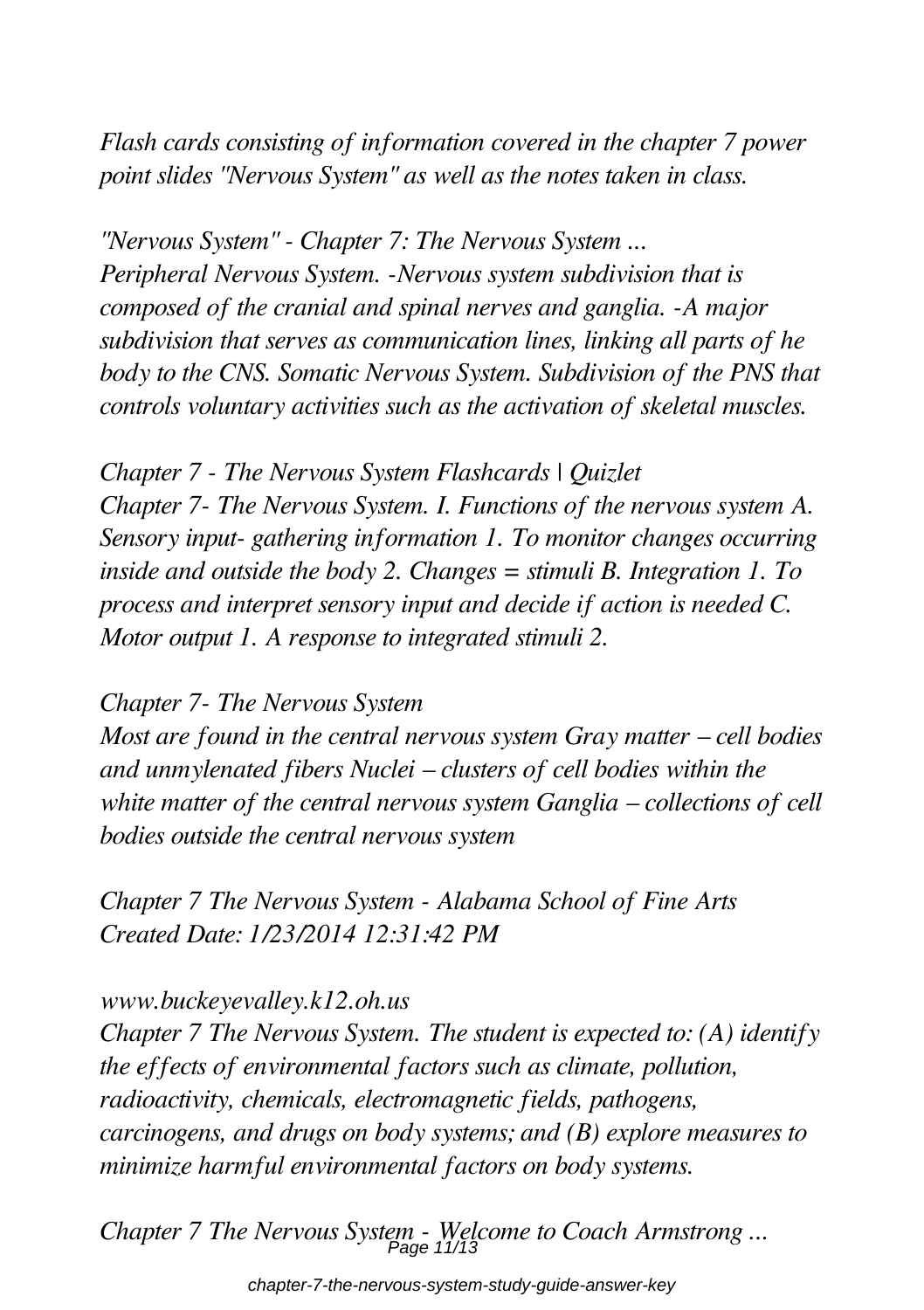*Flash cards consisting of information covered in the chapter 7 power point slides "Nervous System" as well as the notes taken in class.*

*"Nervous System" - Chapter 7: The Nervous System ...*
*Peripheral Nervous System. -Nervous system subdivision that is composed of the cranial and spinal nerves and ganglia. -A major subdivision that serves as communication lines, linking all parts of he body to the CNS. Somatic Nervous System. Subdivision of the PNS that controls voluntary activities such as the activation of skeletal muscles.*

*Chapter 7 - The Nervous System Flashcards | Quizlet*
*Chapter 7- The Nervous System. I. Functions of the nervous system A. Sensory input- gathering information 1. To monitor changes occurring inside and outside the body 2. Changes = stimuli B. Integration 1. To process and interpret sensory input and decide if action is needed C. Motor output 1. A response to integrated stimuli 2.*

*Chapter 7- The Nervous System*
*Most are found in the central nervous system Gray matter – cell bodies and unmylenated fibers Nuclei – clusters of cell bodies within the white matter of the central nervous system Ganglia – collections of cell bodies outside the central nervous system*

*Chapter 7 The Nervous System - Alabama School of Fine Arts*
*Created Date: 1/23/2014 12:31:42 PM*

*www.buckeyevalley.k12.oh.us*
*Chapter 7 The Nervous System. The student is expected to: (A) identify the effects of environmental factors such as climate, pollution, radioactivity, chemicals, electromagnetic fields, pathogens, carcinogens, and drugs on body systems; and (B) explore measures to minimize harmful environmental factors on body systems.*

*Chapter 7 The Nervous System - Welcome to Coach Armstrong ...*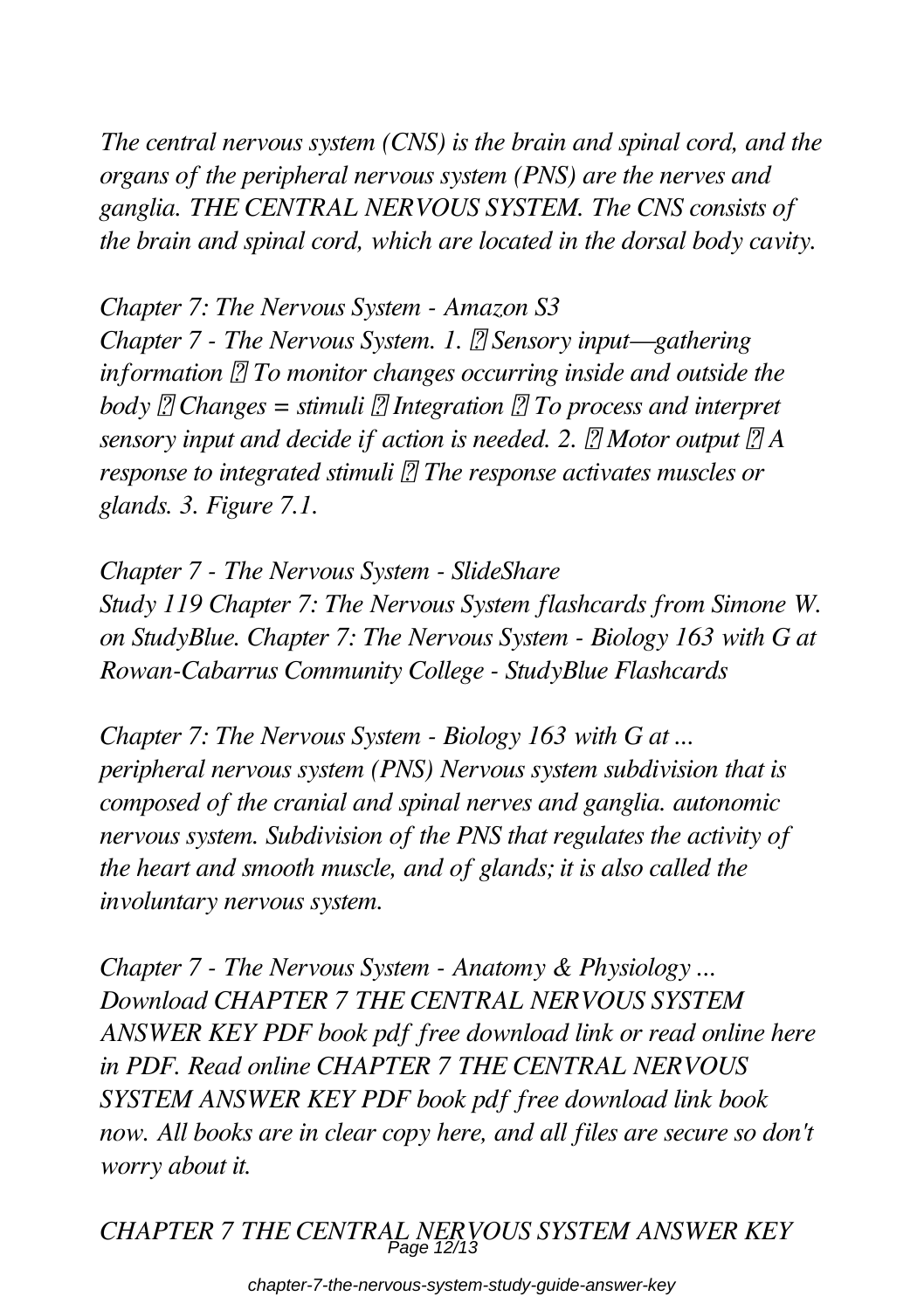*The central nervous system (CNS) is the brain and spinal cord, and the organs of the peripheral nervous system (PNS) are the nerves and ganglia. THE CENTRAL NERVOUS SYSTEM. The CNS consists of the brain and spinal cord, which are located in the dorsal body cavity.*

*Chapter 7: The Nervous System - Amazon S3*
*Chapter 7 - The Nervous System. 1.  Sensory input—gathering information  To monitor changes occurring inside and outside the body  Changes = stimuli  Integration  To process and interpret sensory input and decide if action is needed. 2.  Motor output  A response to integrated stimuli  The response activates muscles or glands. 3. Figure 7.1.*

*Chapter 7 - The Nervous System - SlideShare*
*Study 119 Chapter 7: The Nervous System flashcards from Simone W. on StudyBlue. Chapter 7: The Nervous System - Biology 163 with G at Rowan-Cabarrus Community College - StudyBlue Flashcards*

*Chapter 7: The Nervous System - Biology 163 with G at ...*
*peripheral nervous system (PNS) Nervous system subdivision that is composed of the cranial and spinal nerves and ganglia. autonomic nervous system. Subdivision of the PNS that regulates the activity of the heart and smooth muscle, and of glands; it is also called the involuntary nervous system.*

*Chapter 7 - The Nervous System - Anatomy & Physiology ...*
*Download CHAPTER 7 THE CENTRAL NERVOUS SYSTEM ANSWER KEY PDF book pdf free download link or read online here in PDF. Read online CHAPTER 7 THE CENTRAL NERVOUS SYSTEM ANSWER KEY PDF book pdf free download link book now. All books are in clear copy here, and all files are secure so don't worry about it.*

*CHAPTER 7 THE CENTRAL NERVOUS SYSTEM ANSWER KEY*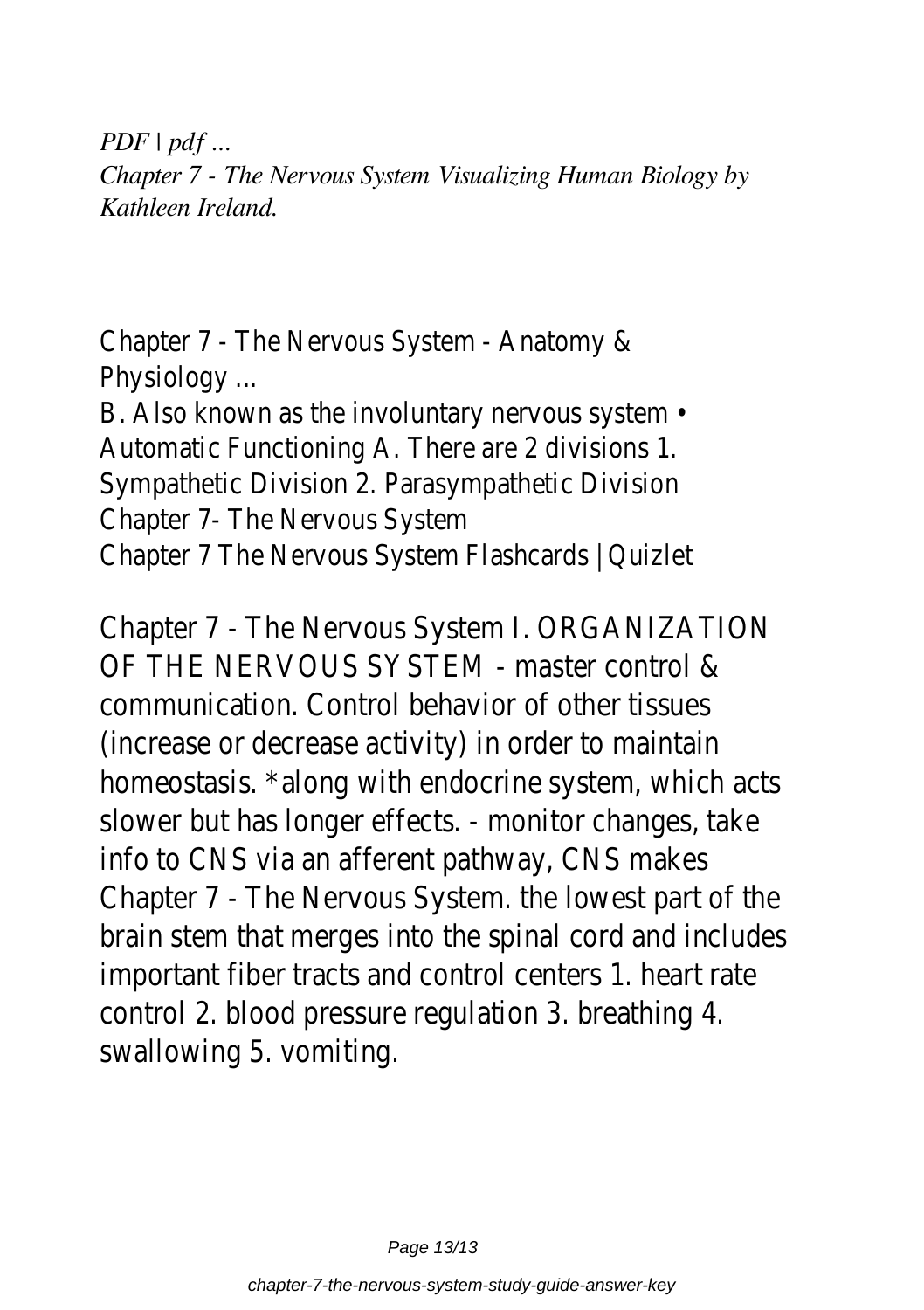*PDF | pdf ...*
*Chapter 7 - The Nervous System Visualizing Human Biology by Kathleen Ireland.*

Chapter 7 - The Nervous System - Anatomy & Physiology ...

B. Also known as the involuntary nervous system • Automatic Functioning A. There are 2 divisions 1. Sympathetic Division 2. Parasympathetic Division

Chapter 7- The Nervous System

Chapter 7 The Nervous System Flashcards | Quizlet

Chapter 7 - The Nervous System I. ORGANIZATION OF THE NERVOUS SYSTEM - master control & communication. Control behavior of other tissues (increase or decrease activity) in order to maintain homeostasis. *along with endocrine system, which acts slower but has longer effects. - monitor changes, take info to CNS via an afferent pathway, CNS makes

Chapter 7 - The Nervous System. the lowest part of the brain stem that merges into the spinal cord and includes important fiber tracts and control centers 1. heart rate control 2. blood pressure regulation 3. breathing 4. swallowing 5. vomiting.